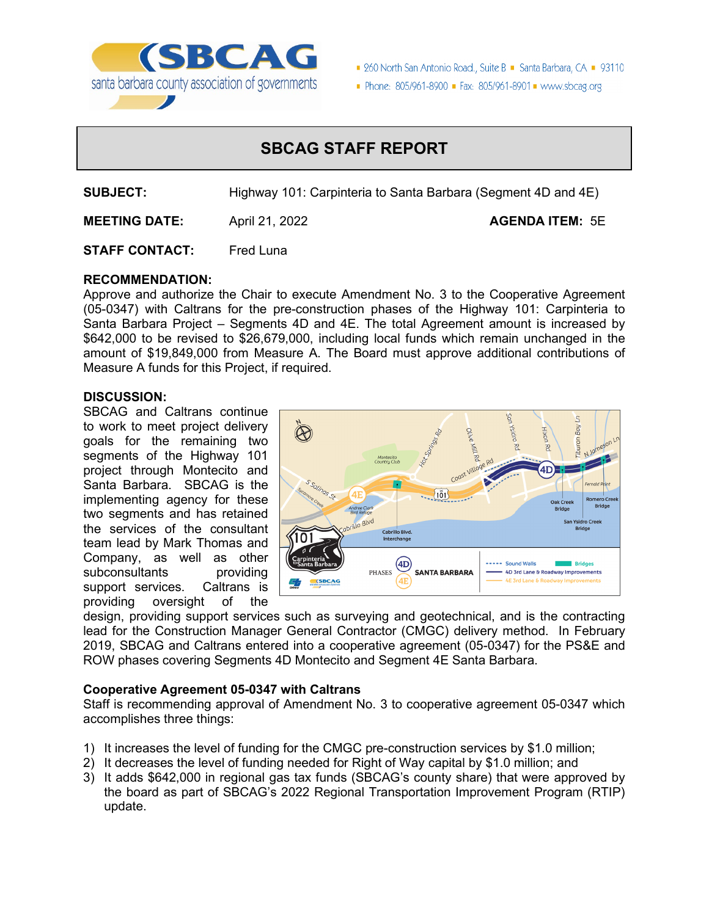# SBCAG STAFF REPORT

**SUBJECT:** Highway 101: Carpinteria to Santa Barbara (Segment 4D and 4E)

**MEETING DATE:** April 21, 2022 **AGENDA ITEM:** 5E

**STAFF CONTACT:** Fred Luna

**RECOMMENDATION:**

Approve and authorize the Chair to execute Amendment No. 3 to the Cooperative Agreement (05-0347) with Caltrans for the pre-construction phases of the Highway 101: Carpinteria to Santa Barbara Project – Segments 4D and 4E. The total Agreement amount is increased by $642,000 to be revised to $26,679,000, including local funds which remain unchanged in the amount of $19,849,000 from Measure A. The Board must approve additional contributions of Measure A funds for this Project, if required.

**DISCUSSION:**

SBCAG and Caltrans continue to work to meet project delivery goals for the remaining two segments of the Highway 101 project through Montecito and Santa Barbara. SBCAG is the implementing agency for these two segments and has retained the services of the consultant team lead by Mark Thomas and Company, as well as other subconsultants providing support services. Caltrans is providing oversight of the design, providing support services such as surveying and geotechnical, and is the contracting lead for the Construction Manager General Contractor (CMGC) delivery method. In February 2019, SBCAG and Caltrans entered into a cooperative agreement (05-0347) for the PS&E and ROW phases covering Segments 4D Montecito and Segment 4E Santa Barbara.

**Cooperative Agreement 05-0347 with Caltrans**

Staff is recommending approval of Amendment No. 3 to cooperative agreement 05-0347 which accomplishes three things:

1) It increases the level of funding for the CMGC pre-construction services by $1.0 million;
2) It decreases the level of funding needed for Right of Way capital by $1.0 million; and
3) It adds $642,000 in regional gas tax funds (SBCAG's county share) that were approved by the board as part of SBCAG's 2022 Regional Transportation Improvement Program (RTIP) update.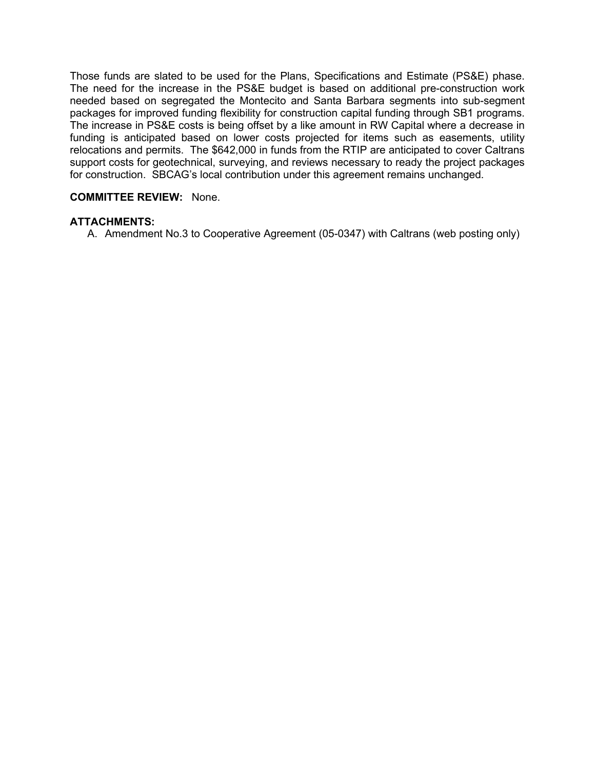Those funds are slated to be used for the Plans, Specifications and Estimate (PS&E) phase. The need for the increase in the PS&E budget is based on additional pre-construction work needed based on segregated the Montecito and Santa Barbara segments into sub-segment packages for improved funding flexibility for construction capital funding through SB1 programs. The increase in PS&E costs is being offset by a like amount in RW Capital where a decrease in funding is anticipated based on lower costs projected for items such as easements, utility relocations and permits. The $642,000 in funds from the RTIP are anticipated to cover Caltrans support costs for geotechnical, surveying, and reviews necessary to ready the project packages for construction. SBCAG's local contribution under this agreement remains unchanged.

**COMMITTEE REVIEW:** None.

**ATTACHMENTS:**

A. Amendment No.3 to Cooperative Agreement (05-0347) with Caltrans (web posting only)